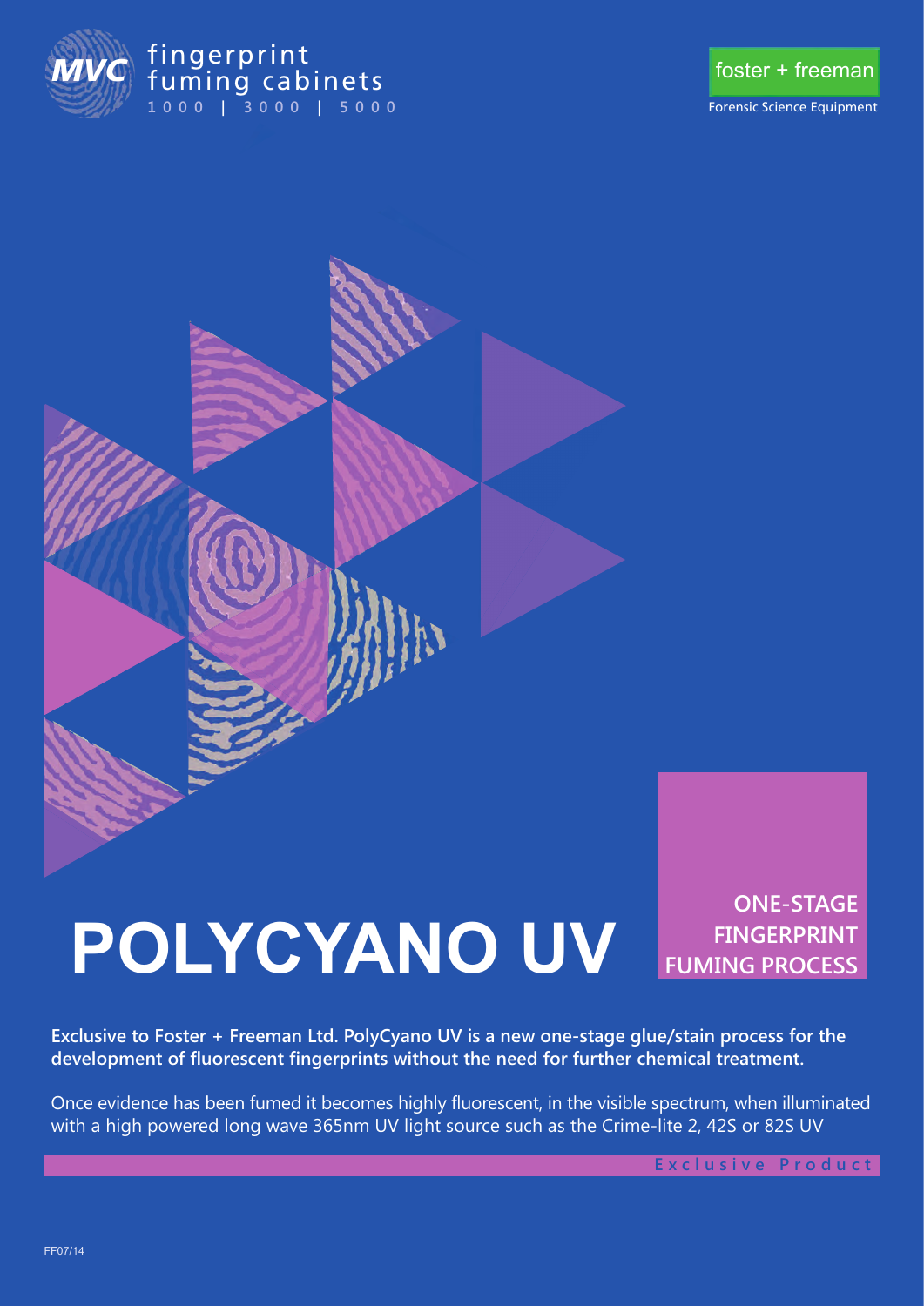MVC fingerprint fuming cabinets
1000 | 3000 | 5000

foster + freeman
Forensic Science Equipment

# POLYCYANO UV

**ONE-STAGE FINGERPRINT FUMING PROCESS**

**Exclusive to Foster + Freeman Ltd. PolyCyano UV is a new one-stage glue/stain process for the development of fluorescent fingerprints without the need for further chemical treatment.**

Once evidence has been fumed it becomes highly fluorescent, in the visible spectrum, when illuminated with a high powered long wave 365nm UV light source such as the Crime-lite 2, 42S or 82S UV

Exclusive Product

FF07/14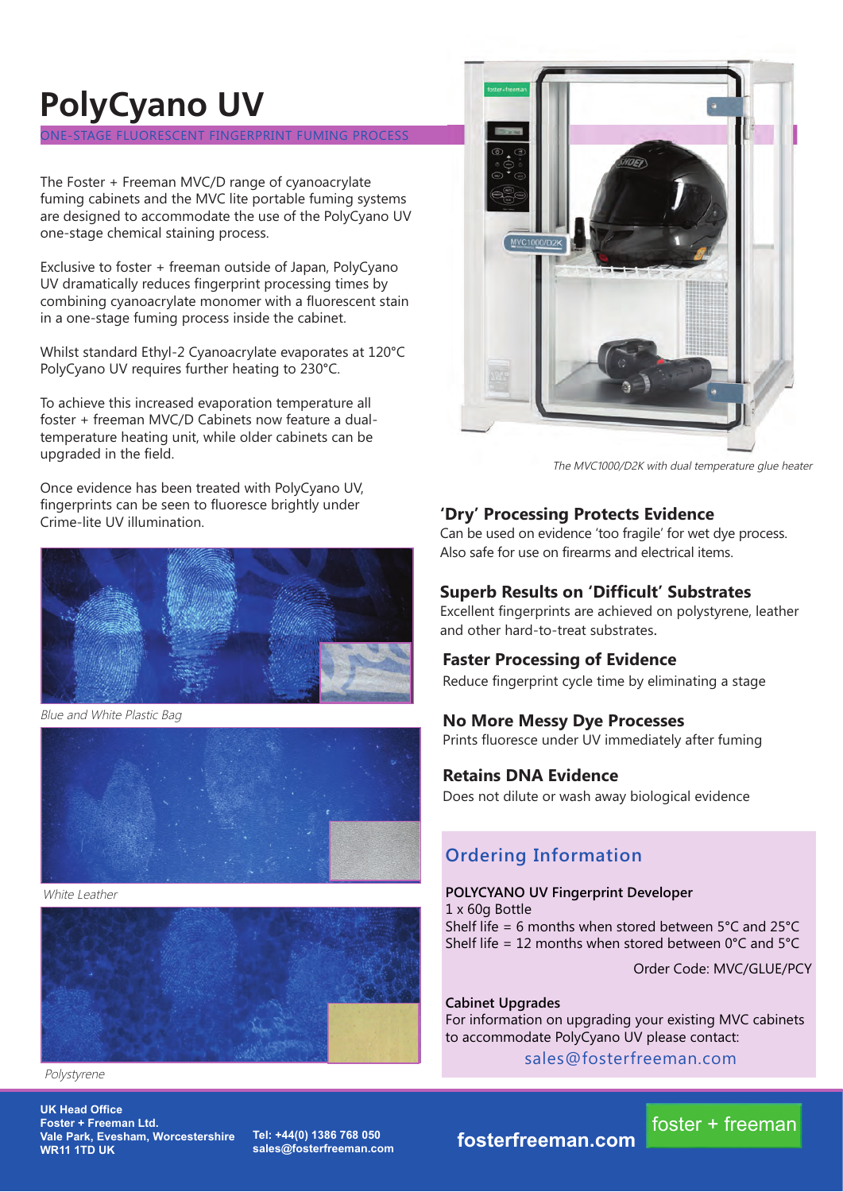# PolyCyano UV

ONE-STAGE FLUORESCENT FINGERPRINT FUMING PROCESS

The Foster + Freeman MVC/D range of cyanoacrylate fuming cabinets and the MVC lite portable fuming systems are designed to accommodate the use of the PolyCyano UV one-stage chemical staining process.

Exclusive to foster + freeman outside of Japan, PolyCyano UV dramatically reduces fingerprint processing times by combining cyanoacrylate monomer with a fluorescent stain in a one-stage fuming process inside the cabinet.

Whilst standard Ethyl-2 Cyanoacrylate evaporates at 120°C PolyCyano UV requires further heating to 230°C.

To achieve this increased evaporation temperature all foster + freeman MVC/D Cabinets now feature a dual-temperature heating unit, while older cabinets can be upgraded in the field.

Once evidence has been treated with PolyCyano UV, fingerprints can be seen to fluoresce brightly under Crime-lite UV illumination.

*Blue and White Plastic Bag*

*White Leather*

*Polystyrene*

*The MVC1000/D2K with dual temperature glue heater*

### 'Dry' Processing Protects Evidence

Can be used on evidence 'too fragile' for wet dye process. Also safe for use on firearms and electrical items.

### Superb Results on 'Difficult' Substrates

Excellent fingerprints are achieved on polystyrene, leather and other hard-to-treat substrates.

### Faster Processing of Evidence

Reduce fingerprint cycle time by eliminating a stage

### No More Messy Dye Processes

Prints fluoresce under UV immediately after fuming

### Retains DNA Evidence

Does not dilute or wash away biological evidence

## Ordering Information

**POLYCYANO UV Fingerprint Developer**
1 x 60g Bottle
Shelf life = 6 months when stored between 5°C and 25°C
Shelf life = 12 months when stored between 0°C and 5°C

Order Code: MVC/GLUE/PCY

**Cabinet Upgrades**
For information on upgrading your existing MVC cabinets to accommodate PolyCyano UV please contact:

sales@fosterfreeman.com

**UK Head Office**
**Foster + Freeman Ltd.**
**Vale Park, Evesham, Worcestershire**
**WR11 1TD UK**

**Tel: +44(0) 1386 768 050**
**sales@fosterfreeman.com**

**fosterfreeman.com**

foster + freeman